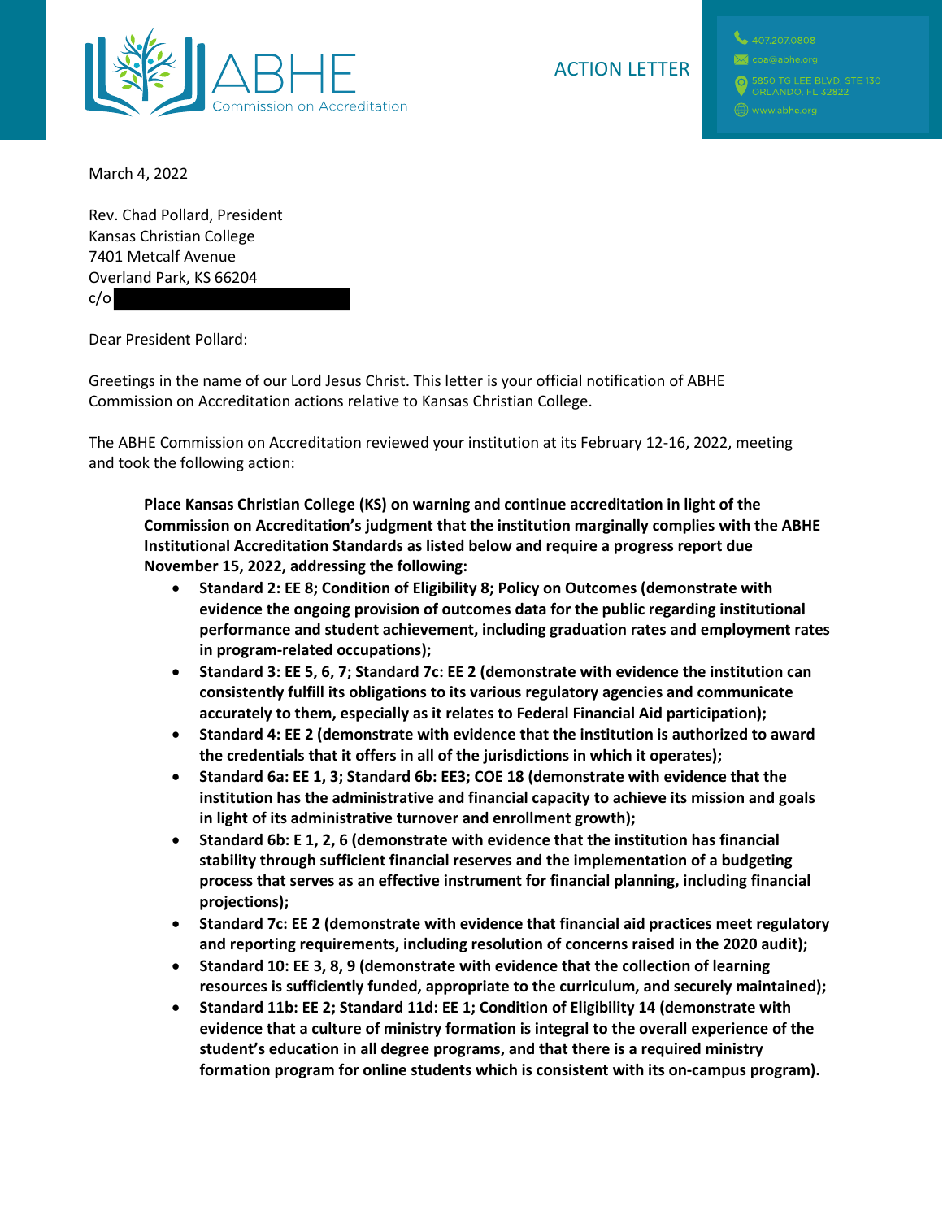ABHE Commission on Accreditation

ACTION LETTER

407.207.0808
coa@abhe.org
5850 TG LEE BLVD, STE 130
ORLANDO, FL 32822
www.abhe.org

March 4, 2022

Rev. Chad Pollard, President
Kansas Christian College
7401 Metcalf Avenue
Overland Park, KS 66204
c/o

Dear President Pollard:

Greetings in the name of our Lord Jesus Christ. This letter is your official notification of ABHE Commission on Accreditation actions relative to Kansas Christian College.

The ABHE Commission on Accreditation reviewed your institution at its February 12-16, 2022, meeting and took the following action:

> **Place Kansas Christian College (KS) on warning and continue accreditation in light of the Commission on Accreditation's judgment that the institution marginally complies with the ABHE Institutional Accreditation Standards as listed below and require a progress report due November 15, 2022, addressing the following:**
>
> - **Standard 2: EE 8; Condition of Eligibility 8; Policy on Outcomes (demonstrate with evidence the ongoing provision of outcomes data for the public regarding institutional performance and student achievement, including graduation rates and employment rates in program-related occupations);**
> - **Standard 3: EE 5, 6, 7; Standard 7c: EE 2 (demonstrate with evidence the institution can consistently fulfill its obligations to its various regulatory agencies and communicate accurately to them, especially as it relates to Federal Financial Aid participation);**
> - **Standard 4: EE 2 (demonstrate with evidence that the institution is authorized to award the credentials that it offers in all of the jurisdictions in which it operates);**
> - **Standard 6a: EE 1, 3; Standard 6b: EE3; COE 18 (demonstrate with evidence that the institution has the administrative and financial capacity to achieve its mission and goals in light of its administrative turnover and enrollment growth);**
> - **Standard 6b: E 1, 2, 6 (demonstrate with evidence that the institution has financial stability through sufficient financial reserves and the implementation of a budgeting process that serves as an effective instrument for financial planning, including financial projections);**
> - **Standard 7c: EE 2 (demonstrate with evidence that financial aid practices meet regulatory and reporting requirements, including resolution of concerns raised in the 2020 audit);**
> - **Standard 10: EE 3, 8, 9 (demonstrate with evidence that the collection of learning resources is sufficiently funded, appropriate to the curriculum, and securely maintained);**
> - **Standard 11b: EE 2; Standard 11d: EE 1; Condition of Eligibility 14 (demonstrate with evidence that a culture of ministry formation is integral to the overall experience of the student's education in all degree programs, and that there is a required ministry formation program for online students which is consistent with its on-campus program).**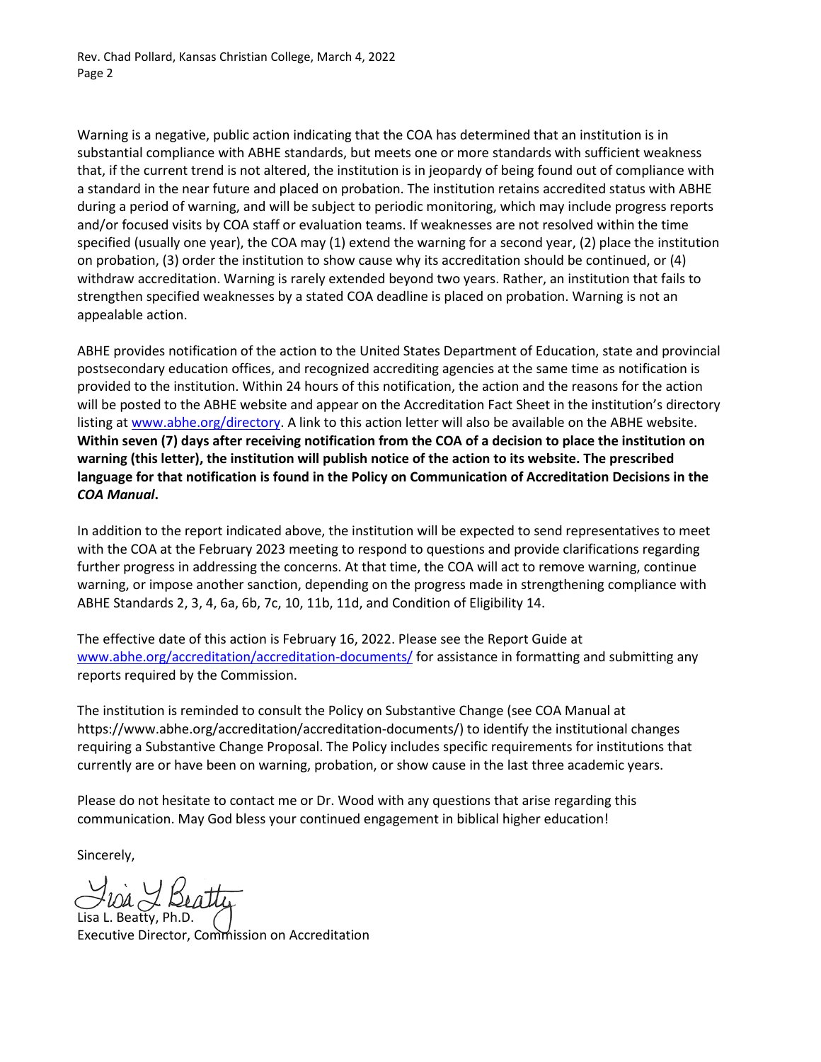Warning is a negative, public action indicating that the COA has determined that an institution is in substantial compliance with ABHE standards, but meets one or more standards with sufficient weakness that, if the current trend is not altered, the institution is in jeopardy of being found out of compliance with a standard in the near future and placed on probation. The institution retains accredited status with ABHE during a period of warning, and will be subject to periodic monitoring, which may include progress reports and/or focused visits by COA staff or evaluation teams. If weaknesses are not resolved within the time specified (usually one year), the COA may (1) extend the warning for a second year, (2) place the institution on probation, (3) order the institution to show cause why its accreditation should be continued, or (4) withdraw accreditation. Warning is rarely extended beyond two years. Rather, an institution that fails to strengthen specified weaknesses by a stated COA deadline is placed on probation. Warning is not an appealable action.

ABHE provides notification of the action to the United States Department of Education, state and provincial postsecondary education offices, and recognized accrediting agencies at the same time as notification is provided to the institution. Within 24 hours of this notification, the action and the reasons for the action will be posted to the ABHE website and appear on the Accreditation Fact Sheet in the institution's directory listing at [www.abhe.org/directory](http://www.abhe.org/directory). A link to this action letter will also be available on the ABHE website. **Within seven (7) days after receiving notification from the COA of a decision to place the institution on warning (this letter), the institution will publish notice of the action to its website. The prescribed language for that notification is found in the Policy on Communication of Accreditation Decisions in the *COA Manual*.**

In addition to the report indicated above, the institution will be expected to send representatives to meet with the COA at the February 2023 meeting to respond to questions and provide clarifications regarding further progress in addressing the concerns. At that time, the COA will act to remove warning, continue warning, or impose another sanction, depending on the progress made in strengthening compliance with ABHE Standards 2, 3, 4, 6a, 6b, 7c, 10, 11b, 11d, and Condition of Eligibility 14.

The effective date of this action is February 16, 2022. Please see the Report Guide at [www.abhe.org/accreditation/accreditation-documents/](http://www.abhe.org/accreditation/accreditation-documents/) for assistance in formatting and submitting any reports required by the Commission.

The institution is reminded to consult the Policy on Substantive Change (see COA Manual at https://www.abhe.org/accreditation/accreditation-documents/) to identify the institutional changes requiring a Substantive Change Proposal. The Policy includes specific requirements for institutions that currently are or have been on warning, probation, or show cause in the last three academic years.

Please do not hesitate to contact me or Dr. Wood with any questions that arise regarding this communication. May God bless your continued engagement in biblical higher education!

Sincerely,

Lisa L. Beatty, Ph.D.
Executive Director, Commission on Accreditation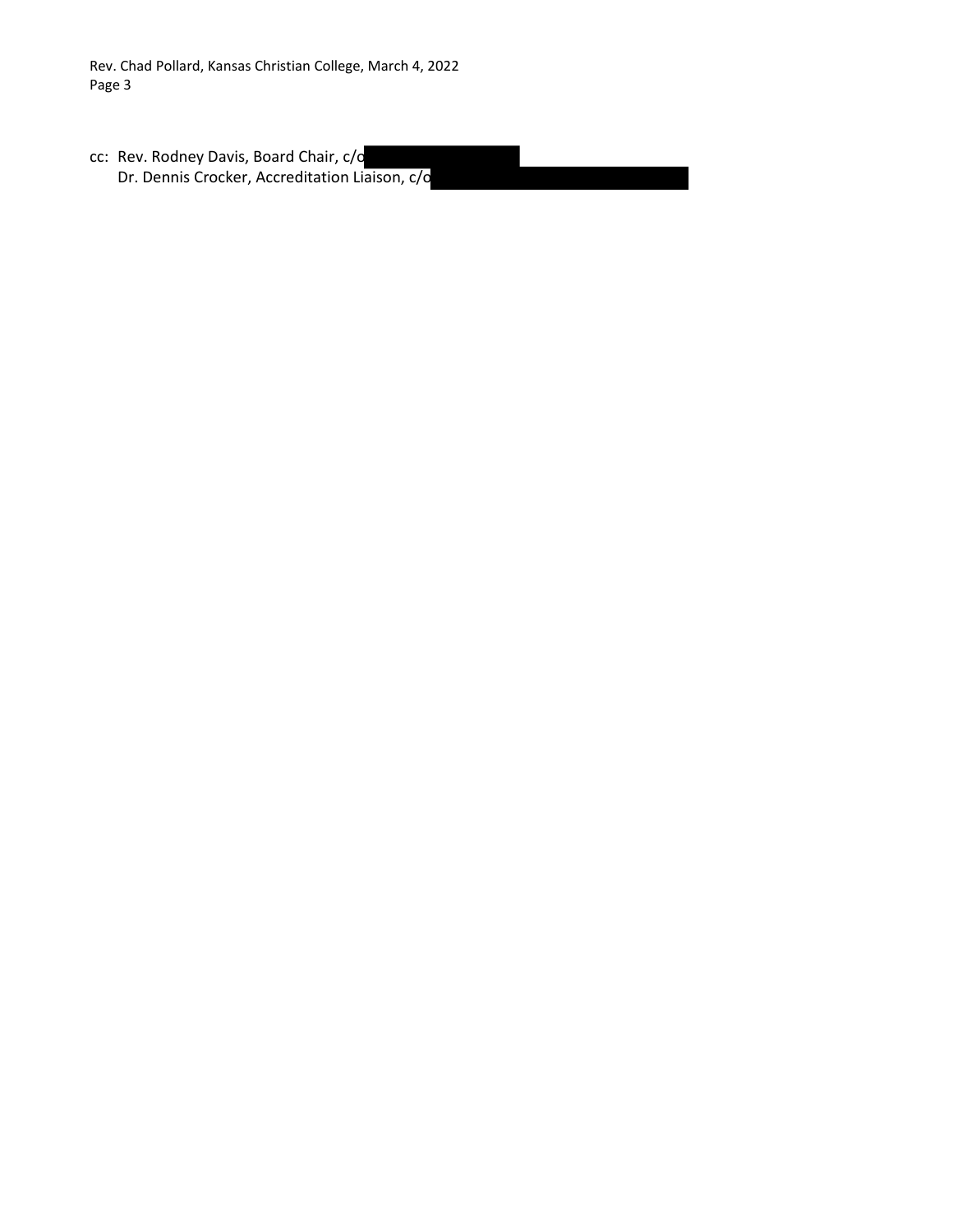cc: Rev. Rodney Davis, Board Chair, c/o

Dr. Dennis Crocker, Accreditation Liaison, c/o